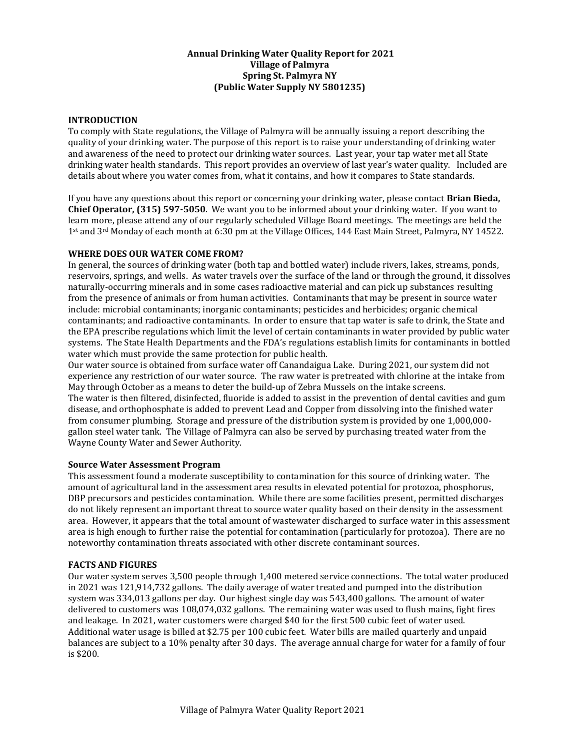**Annual Drinking Water Quality Report for 2021**
**Village of Palmyra**
**Spring St. Palmyra NY**
**(Public Water Supply NY 5801235)**

## INTRODUCTION

To comply with State regulations, the Village of Palmyra will be annually issuing a report describing the quality of your drinking water. The purpose of this report is to raise your understanding of drinking water and awareness of the need to protect our drinking water sources. Last year, your tap water met all State drinking water health standards. This report provides an overview of last year's water quality. Included are details about where you water comes from, what it contains, and how it compares to State standards.

If you have any questions about this report or concerning your drinking water, please contact **Brian Bieda, Chief Operator, (315) 597-5050**. We want you to be informed about your drinking water. If you want to learn more, please attend any of our regularly scheduled Village Board meetings. The meetings are held the 1st and 3rd Monday of each month at 6:30 pm at the Village Offices, 144 East Main Street, Palmyra, NY 14522.

## WHERE DOES OUR WATER COME FROM?

In general, the sources of drinking water (both tap and bottled water) include rivers, lakes, streams, ponds, reservoirs, springs, and wells. As water travels over the surface of the land or through the ground, it dissolves naturally-occurring minerals and in some cases radioactive material and can pick up substances resulting from the presence of animals or from human activities. Contaminants that may be present in source water include: microbial contaminants; inorganic contaminants; pesticides and herbicides; organic chemical contaminants; and radioactive contaminants. In order to ensure that tap water is safe to drink, the State and the EPA prescribe regulations which limit the level of certain contaminants in water provided by public water systems. The State Health Departments and the FDA's regulations establish limits for contaminants in bottled water which must provide the same protection for public health.

Our water source is obtained from surface water off Canandaigua Lake. During 2021, our system did not experience any restriction of our water source. The raw water is pretreated with chlorine at the intake from May through October as a means to deter the build-up of Zebra Mussels on the intake screens.

The water is then filtered, disinfected, fluoride is added to assist in the prevention of dental cavities and gum disease, and orthophosphate is added to prevent Lead and Copper from dissolving into the finished water from consumer plumbing. Storage and pressure of the distribution system is provided by one 1,000,000-gallon steel water tank. The Village of Palmyra can also be served by purchasing treated water from the Wayne County Water and Sewer Authority.

### Source Water Assessment Program

This assessment found a moderate susceptibility to contamination for this source of drinking water. The amount of agricultural land in the assessment area results in elevated potential for protozoa, phosphorus, DBP precursors and pesticides contamination. While there are some facilities present, permitted discharges do not likely represent an important threat to source water quality based on their density in the assessment area. However, it appears that the total amount of wastewater discharged to surface water in this assessment area is high enough to further raise the potential for contamination (particularly for protozoa). There are no noteworthy contamination threats associated with other discrete contaminant sources.

## FACTS AND FIGURES

Our water system serves 3,500 people through 1,400 metered service connections. The total water produced in 2021 was 121,914,732 gallons. The daily average of water treated and pumped into the distribution system was 334,013 gallons per day. Our highest single day was 543,400 gallons. The amount of water delivered to customers was 108,074,032 gallons. The remaining water was used to flush mains, fight fires and leakage. In 2021, water customers were charged $40 for the first 500 cubic feet of water used. Additional water usage is billed at $2.75 per 100 cubic feet. Water bills are mailed quarterly and unpaid balances are subject to a 10% penalty after 30 days. The average annual charge for water for a family of four is $200.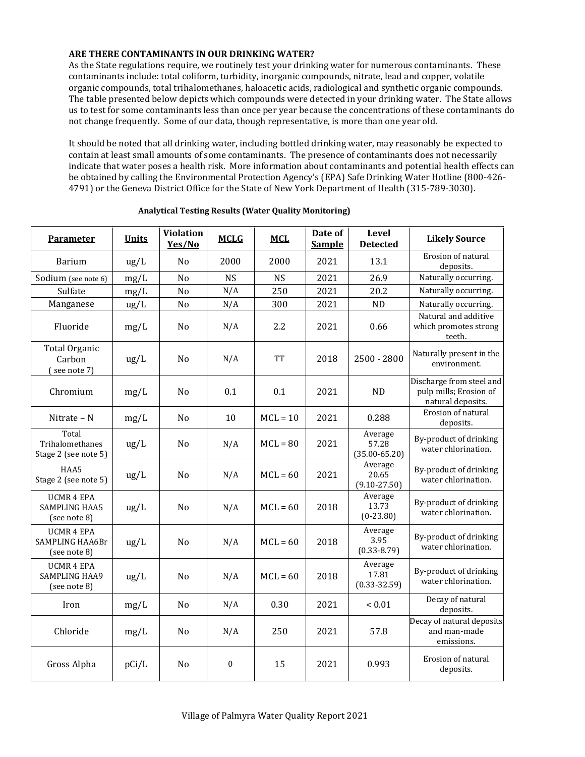**ARE THERE CONTAMINANTS IN OUR DRINKING WATER?**

As the State regulations require, we routinely test your drinking water for numerous contaminants. These contaminants include: total coliform, turbidity, inorganic compounds, nitrate, lead and copper, volatile organic compounds, total trihalomethanes, haloacetic acids, radiological and synthetic organic compounds. The table presented below depicts which compounds were detected in your drinking water. The State allows us to test for some contaminants less than once per year because the concentrations of these contaminants do not change frequently. Some of our data, though representative, is more than one year old.

It should be noted that all drinking water, including bottled drinking water, may reasonably be expected to contain at least small amounts of some contaminants. The presence of contaminants does not necessarily indicate that water poses a health risk. More information about contaminants and potential health effects can be obtained by calling the Environmental Protection Agency's (EPA) Safe Drinking Water Hotline (800-426-4791) or the Geneva District Office for the State of New York Department of Health (315-789-3030).

**Analytical Testing Results (Water Quality Monitoring)**

| Parameter | Units | Violation Yes/No | MCLG | MCL | Date of Sample | Level Detected | Likely Source |
|---|---|---|---|---|---|---|---|
| Barium | ug/L | No | 2000 | 2000 | 2021 | 13.1 | Erosion of natural deposits. |
| Sodium (see note 6) | mg/L | No | NS | NS | 2021 | 26.9 | Naturally occurring. |
| Sulfate | mg/L | No | N/A | 250 | 2021 | 20.2 | Naturally occurring. |
| Manganese | ug/L | No | N/A | 300 | 2021 | ND | Naturally occurring. |
| Fluoride | mg/L | No | N/A | 2.2 | 2021 | 0.66 | Natural and additive which promotes strong teeth. |
| Total Organic Carbon ( see note 7) | ug/L | No | N/A | TT | 2018 | 2500 - 2800 | Naturally present in the environment. |
| Chromium | mg/L | No | 0.1 | 0.1 | 2021 | ND | Discharge from steel and pulp mills; Erosion of natural deposits. |
| Nitrate – N | mg/L | No | 10 | MCL = 10 | 2021 | 0.288 | Erosion of natural deposits. |
| Total Trihalomethanes Stage 2 (see note 5) | ug/L | No | N/A | MCL = 80 | 2021 | Average 57.28 (35.00-65.20) | By-product of drinking water chlorination. |
| HAA5 Stage 2 (see note 5) | ug/L | No | N/A | MCL = 60 | 2021 | Average 20.65 (9.10-27.50) | By-product of drinking water chlorination. |
| UCMR 4 EPA SAMPLING HAA5 (see note 8) | ug/L | No | N/A | MCL = 60 | 2018 | Average 13.73 (0-23.80) | By-product of drinking water chlorination. |
| UCMR 4 EPA SAMPLING HAA6Br (see note 8) | ug/L | No | N/A | MCL = 60 | 2018 | Average 3.95 (0.33-8.79) | By-product of drinking water chlorination. |
| UCMR 4 EPA SAMPLING HAA9 (see note 8) | ug/L | No | N/A | MCL = 60 | 2018 | Average 17.81 (0.33-32.59) | By-product of drinking water chlorination. |
| Iron | mg/L | No | N/A | 0.30 | 2021 | < 0.01 | Decay of natural deposits. |
| Chloride | mg/L | No | N/A | 250 | 2021 | 57.8 | Decay of natural deposits and man-made emissions. |
| Gross Alpha | pCi/L | No | 0 | 15 | 2021 | 0.993 | Erosion of natural deposits. |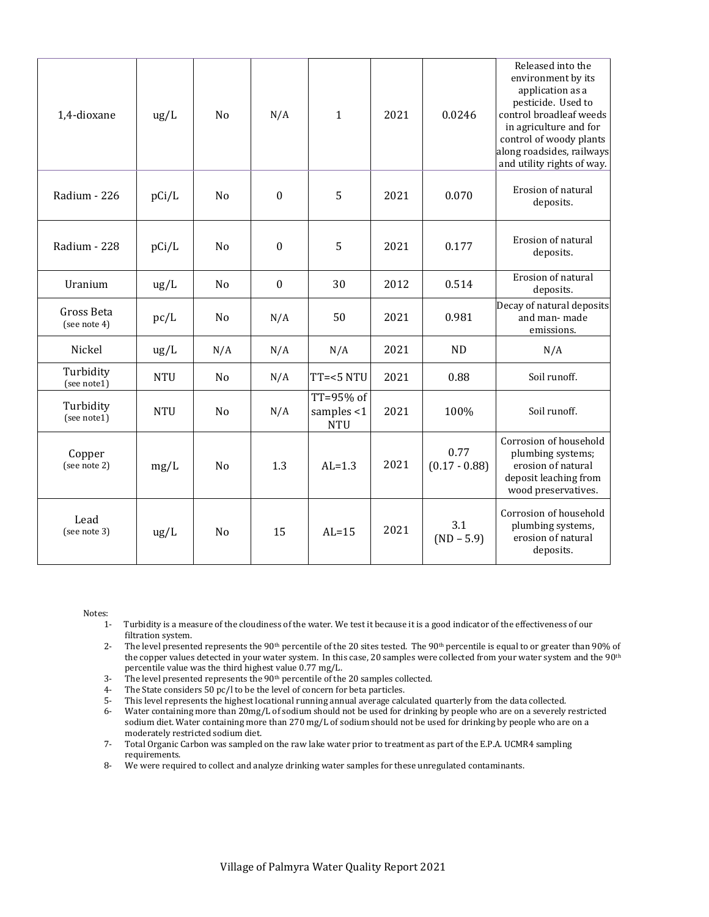| | | | | | | | |
|---|---|---|---|---|---|---|---|
| 1,4-dioxane | ug/L | No | N/A | 1 | 2021 | 0.0246 | Released into the environment by its application as a pesticide. Used to control broadleaf weeds in agriculture and for control of woody plants along roadsides, railways and utility rights of way. |
| Radium - 226 | pCi/L | No | 0 | 5 | 2021 | 0.070 | Erosion of natural deposits. |
| Radium - 228 | pCi/L | No | 0 | 5 | 2021 | 0.177 | Erosion of natural deposits. |
| Uranium | ug/L | No | 0 | 30 | 2012 | 0.514 | Erosion of natural deposits. |
| Gross Beta (see note 4) | pc/L | No | N/A | 50 | 2021 | 0.981 | Decay of natural deposits and man- made emissions. |
| Nickel | ug/L | N/A | N/A | N/A | 2021 | ND | N/A |
| Turbidity (see note1) | NTU | No | N/A | TT=<5 NTU | 2021 | 0.88 | Soil runoff. |
| Turbidity (see note1) | NTU | No | N/A | TT=95% of samples <1 NTU | 2021 | 100% | Soil runoff. |
| Copper (see note 2) | mg/L | No | 1.3 | AL=1.3 | 2021 | 0.77 (0.17 - 0.88) | Corrosion of household plumbing systems; erosion of natural deposit leaching from wood preservatives. |
| Lead (see note 3) | ug/L | No | 15 | AL=15 | 2021 | 3.1 (ND – 5.9) | Corrosion of household plumbing systems, erosion of natural deposits. |

Notes:

1- Turbidity is a measure of the cloudiness of the water. We test it because it is a good indicator of the effectiveness of our filtration system.
2- The level presented represents the 90th percentile of the 20 sites tested. The 90th percentile is equal to or greater than 90% of the copper values detected in your water system. In this case, 20 samples were collected from your water system and the 90th percentile value was the third highest value 0.77 mg/L.
3- The level presented represents the 90th percentile of the 20 samples collected.
4- The State considers 50 pc/l to be the level of concern for beta particles.
5- This level represents the highest locational running annual average calculated quarterly from the data collected.
6- Water containing more than 20mg/L of sodium should not be used for drinking by people who are on a severely restricted sodium diet. Water containing more than 270 mg/L of sodium should not be used for drinking by people who are on a moderately restricted sodium diet.
7- Total Organic Carbon was sampled on the raw lake water prior to treatment as part of the E.P.A. UCMR4 sampling requirements.
8- We were required to collect and analyze drinking water samples for these unregulated contaminants.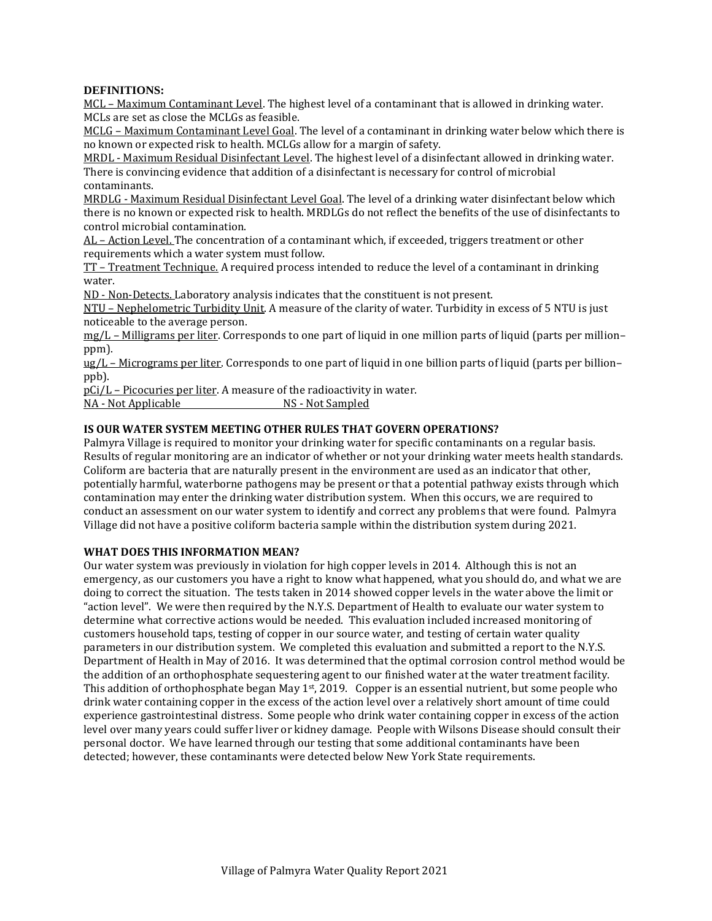**DEFINITIONS:**

MCL – Maximum Contaminant Level. The highest level of a contaminant that is allowed in drinking water. MCLs are set as close the MCLGs as feasible.

MCLG – Maximum Contaminant Level Goal. The level of a contaminant in drinking water below which there is no known or expected risk to health. MCLGs allow for a margin of safety.

MRDL - Maximum Residual Disinfectant Level. The highest level of a disinfectant allowed in drinking water. There is convincing evidence that addition of a disinfectant is necessary for control of microbial contaminants.

MRDLG - Maximum Residual Disinfectant Level Goal. The level of a drinking water disinfectant below which there is no known or expected risk to health. MRDLGs do not reflect the benefits of the use of disinfectants to control microbial contamination.

AL – Action Level. The concentration of a contaminant which, if exceeded, triggers treatment or other requirements which a water system must follow.

TT – Treatment Technique. A required process intended to reduce the level of a contaminant in drinking water.

ND - Non-Detects. Laboratory analysis indicates that the constituent is not present.

NTU – Nephelometric Turbidity Unit. A measure of the clarity of water. Turbidity in excess of 5 NTU is just noticeable to the average person.

mg/L – Milligrams per liter. Corresponds to one part of liquid in one million parts of liquid (parts per million–ppm).

ug/L – Micrograms per liter. Corresponds to one part of liquid in one billion parts of liquid (parts per billion–ppb).

pCi/L – Picocuries per liter. A measure of the radioactivity in water.

NA - Not Applicable NS - Not Sampled

**IS OUR WATER SYSTEM MEETING OTHER RULES THAT GOVERN OPERATIONS?**

Palmyra Village is required to monitor your drinking water for specific contaminants on a regular basis. Results of regular monitoring are an indicator of whether or not your drinking water meets health standards. Coliform are bacteria that are naturally present in the environment are used as an indicator that other, potentially harmful, waterborne pathogens may be present or that a potential pathway exists through which contamination may enter the drinking water distribution system. When this occurs, we are required to conduct an assessment on our water system to identify and correct any problems that were found. Palmyra Village did not have a positive coliform bacteria sample within the distribution system during 2021.

**WHAT DOES THIS INFORMATION MEAN?**

Our water system was previously in violation for high copper levels in 2014. Although this is not an emergency, as our customers you have a right to know what happened, what you should do, and what we are doing to correct the situation. The tests taken in 2014 showed copper levels in the water above the limit or "action level". We were then required by the N.Y.S. Department of Health to evaluate our water system to determine what corrective actions would be needed. This evaluation included increased monitoring of customers household taps, testing of copper in our source water, and testing of certain water quality parameters in our distribution system. We completed this evaluation and submitted a report to the N.Y.S. Department of Health in May of 2016. It was determined that the optimal corrosion control method would be the addition of an orthophosphate sequestering agent to our finished water at the water treatment facility. This addition of orthophosphate began May 1st, 2019. Copper is an essential nutrient, but some people who drink water containing copper in the excess of the action level over a relatively short amount of time could experience gastrointestinal distress. Some people who drink water containing copper in excess of the action level over many years could suffer liver or kidney damage. People with Wilsons Disease should consult their personal doctor. We have learned through our testing that some additional contaminants have been detected; however, these contaminants were detected below New York State requirements.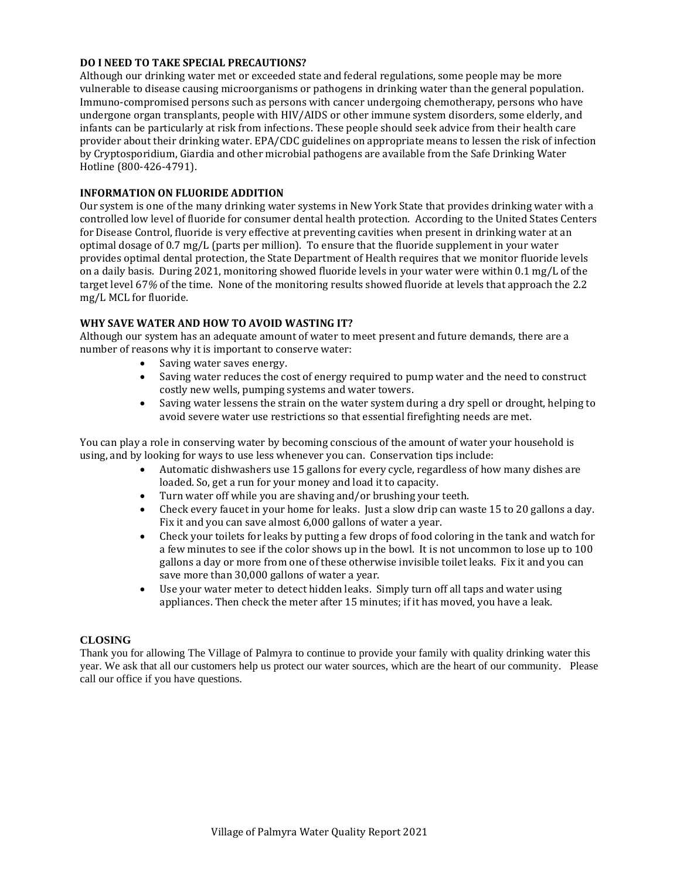### DO I NEED TO TAKE SPECIAL PRECAUTIONS?

Although our drinking water met or exceeded state and federal regulations, some people may be more vulnerable to disease causing microorganisms or pathogens in drinking water than the general population. Immuno-compromised persons such as persons with cancer undergoing chemotherapy, persons who have undergone organ transplants, people with HIV/AIDS or other immune system disorders, some elderly, and infants can be particularly at risk from infections. These people should seek advice from their health care provider about their drinking water. EPA/CDC guidelines on appropriate means to lessen the risk of infection by Cryptosporidium, Giardia and other microbial pathogens are available from the Safe Drinking Water Hotline (800-426-4791).

### INFORMATION ON FLUORIDE ADDITION

Our system is one of the many drinking water systems in New York State that provides drinking water with a controlled low level of fluoride for consumer dental health protection. According to the United States Centers for Disease Control, fluoride is very effective at preventing cavities when present in drinking water at an optimal dosage of 0.7 mg/L (parts per million). To ensure that the fluoride supplement in your water provides optimal dental protection, the State Department of Health requires that we monitor fluoride levels on a daily basis. During 2021, monitoring showed fluoride levels in your water were within 0.1 mg/L of the target level 67% of the time. None of the monitoring results showed fluoride at levels that approach the 2.2 mg/L MCL for fluoride.

### WHY SAVE WATER AND HOW TO AVOID WASTING IT?

Although our system has an adequate amount of water to meet present and future demands, there are a number of reasons why it is important to conserve water:

- Saving water saves energy.
- Saving water reduces the cost of energy required to pump water and the need to construct costly new wells, pumping systems and water towers.
- Saving water lessens the strain on the water system during a dry spell or drought, helping to avoid severe water use restrictions so that essential firefighting needs are met.

You can play a role in conserving water by becoming conscious of the amount of water your household is using, and by looking for ways to use less whenever you can. Conservation tips include:

- Automatic dishwashers use 15 gallons for every cycle, regardless of how many dishes are loaded. So, get a run for your money and load it to capacity.
- Turn water off while you are shaving and/or brushing your teeth.
- Check every faucet in your home for leaks. Just a slow drip can waste 15 to 20 gallons a day. Fix it and you can save almost 6,000 gallons of water a year.
- Check your toilets for leaks by putting a few drops of food coloring in the tank and watch for a few minutes to see if the color shows up in the bowl. It is not uncommon to lose up to 100 gallons a day or more from one of these otherwise invisible toilet leaks. Fix it and you can save more than 30,000 gallons of water a year.
- Use your water meter to detect hidden leaks. Simply turn off all taps and water using appliances. Then check the meter after 15 minutes; if it has moved, you have a leak.

### CLOSING

Thank you for allowing The Village of Palmyra to continue to provide your family with quality drinking water this year. We ask that all our customers help us protect our water sources, which are the heart of our community. Please call our office if you have questions.